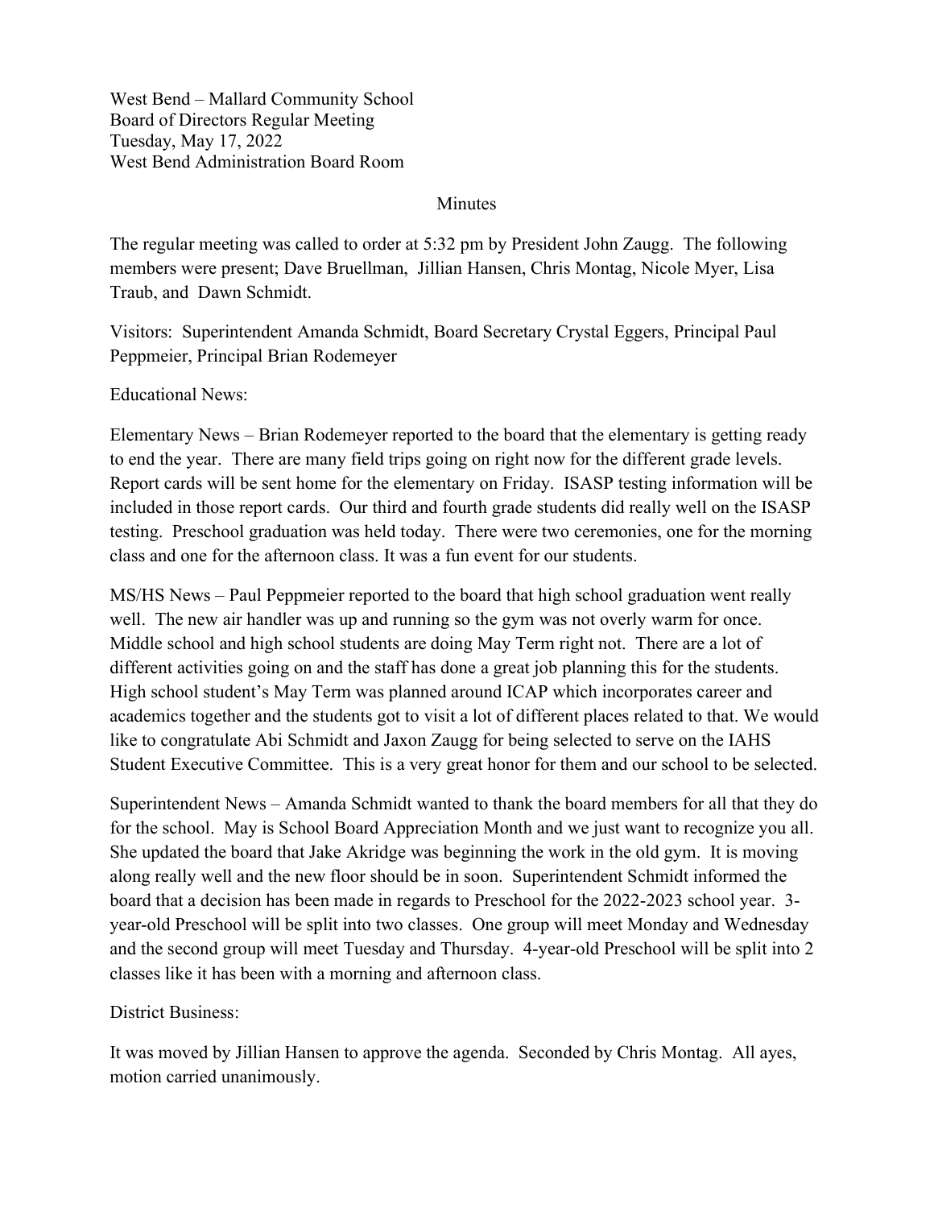West Bend – Mallard Community School
Board of Directors Regular Meeting
Tuesday, May 17, 2022
West Bend Administration Board Room

Minutes

The regular meeting was called to order at 5:32 pm by President John Zaugg. The following members were present; Dave Bruellman, Jillian Hansen, Chris Montag, Nicole Myer, Lisa Traub, and Dawn Schmidt.

Visitors: Superintendent Amanda Schmidt, Board Secretary Crystal Eggers, Principal Paul Peppmeier, Principal Brian Rodemeyer

Educational News:

Elementary News – Brian Rodemeyer reported to the board that the elementary is getting ready to end the year. There are many field trips going on right now for the different grade levels. Report cards will be sent home for the elementary on Friday. ISASP testing information will be included in those report cards. Our third and fourth grade students did really well on the ISASP testing. Preschool graduation was held today. There were two ceremonies, one for the morning class and one for the afternoon class. It was a fun event for our students.

MS/HS News – Paul Peppmeier reported to the board that high school graduation went really well. The new air handler was up and running so the gym was not overly warm for once. Middle school and high school students are doing May Term right not. There are a lot of different activities going on and the staff has done a great job planning this for the students. High school student's May Term was planned around ICAP which incorporates career and academics together and the students got to visit a lot of different places related to that. We would like to congratulate Abi Schmidt and Jaxon Zaugg for being selected to serve on the IAHS Student Executive Committee. This is a very great honor for them and our school to be selected.

Superintendent News – Amanda Schmidt wanted to thank the board members for all that they do for the school. May is School Board Appreciation Month and we just want to recognize you all. She updated the board that Jake Akridge was beginning the work in the old gym. It is moving along really well and the new floor should be in soon. Superintendent Schmidt informed the board that a decision has been made in regards to Preschool for the 2022-2023 school year. 3-year-old Preschool will be split into two classes. One group will meet Monday and Wednesday and the second group will meet Tuesday and Thursday. 4-year-old Preschool will be split into 2 classes like it has been with a morning and afternoon class.

District Business:

It was moved by Jillian Hansen to approve the agenda. Seconded by Chris Montag. All ayes, motion carried unanimously.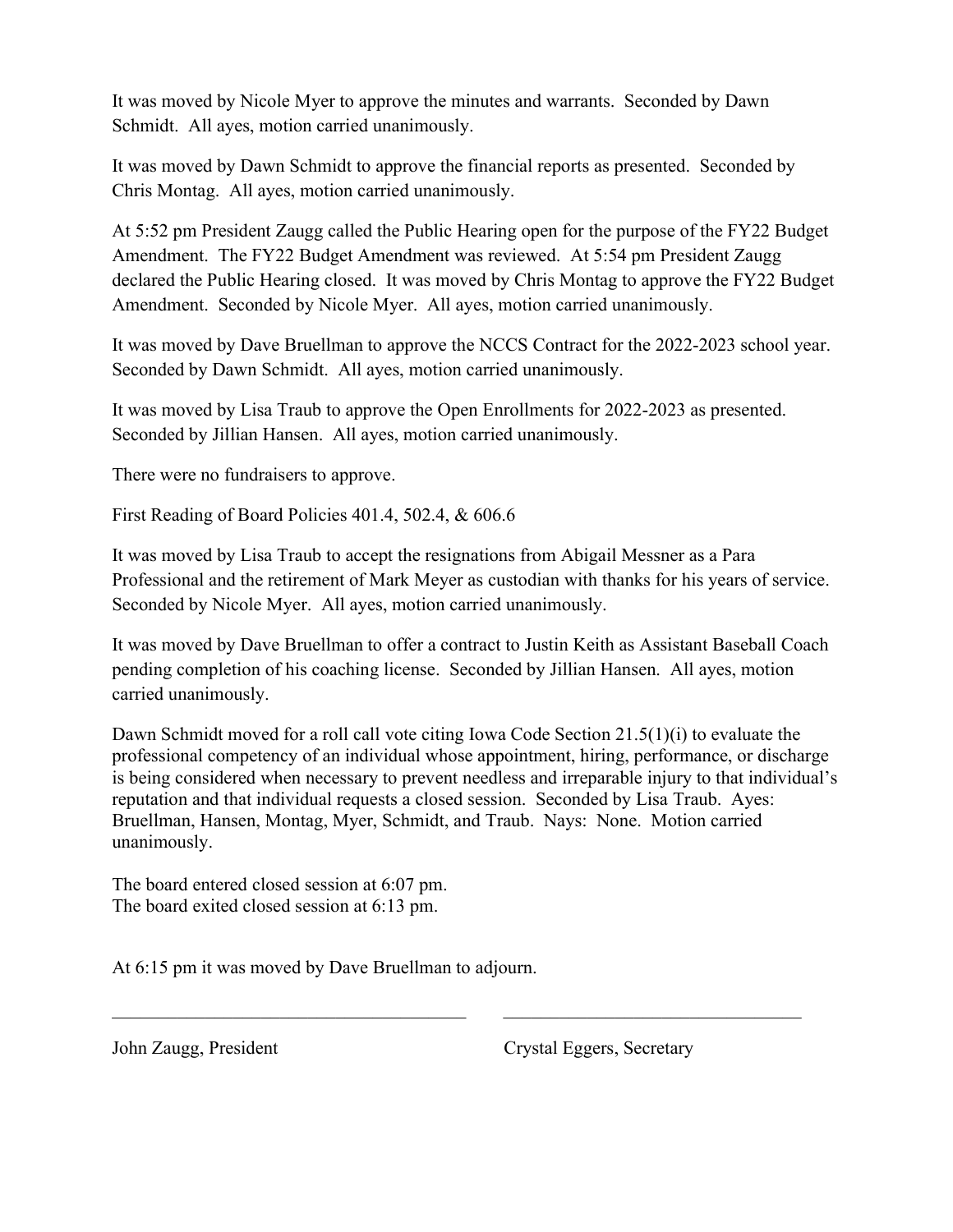It was moved by Nicole Myer to approve the minutes and warrants. Seconded by Dawn Schmidt. All ayes, motion carried unanimously.

It was moved by Dawn Schmidt to approve the financial reports as presented. Seconded by Chris Montag. All ayes, motion carried unanimously.

At 5:52 pm President Zaugg called the Public Hearing open for the purpose of the FY22 Budget Amendment. The FY22 Budget Amendment was reviewed. At 5:54 pm President Zaugg declared the Public Hearing closed. It was moved by Chris Montag to approve the FY22 Budget Amendment. Seconded by Nicole Myer. All ayes, motion carried unanimously.

It was moved by Dave Bruellman to approve the NCCS Contract for the 2022-2023 school year. Seconded by Dawn Schmidt. All ayes, motion carried unanimously.

It was moved by Lisa Traub to approve the Open Enrollments for 2022-2023 as presented. Seconded by Jillian Hansen. All ayes, motion carried unanimously.

There were no fundraisers to approve.

First Reading of Board Policies 401.4, 502.4, & 606.6

It was moved by Lisa Traub to accept the resignations from Abigail Messner as a Para Professional and the retirement of Mark Meyer as custodian with thanks for his years of service. Seconded by Nicole Myer. All ayes, motion carried unanimously.

It was moved by Dave Bruellman to offer a contract to Justin Keith as Assistant Baseball Coach pending completion of his coaching license. Seconded by Jillian Hansen. All ayes, motion carried unanimously.

Dawn Schmidt moved for a roll call vote citing Iowa Code Section 21.5(1)(i) to evaluate the professional competency of an individual whose appointment, hiring, performance, or discharge is being considered when necessary to prevent needless and irreparable injury to that individual's reputation and that individual requests a closed session. Seconded by Lisa Traub. Ayes: Bruellman, Hansen, Montag, Myer, Schmidt, and Traub. Nays: None. Motion carried unanimously.

The board entered closed session at 6:07 pm.
The board exited closed session at 6:13 pm.

At 6:15 pm it was moved by Dave Bruellman to adjourn.

_______________________________________ _________________________________

John Zaugg, President Crystal Eggers, Secretary